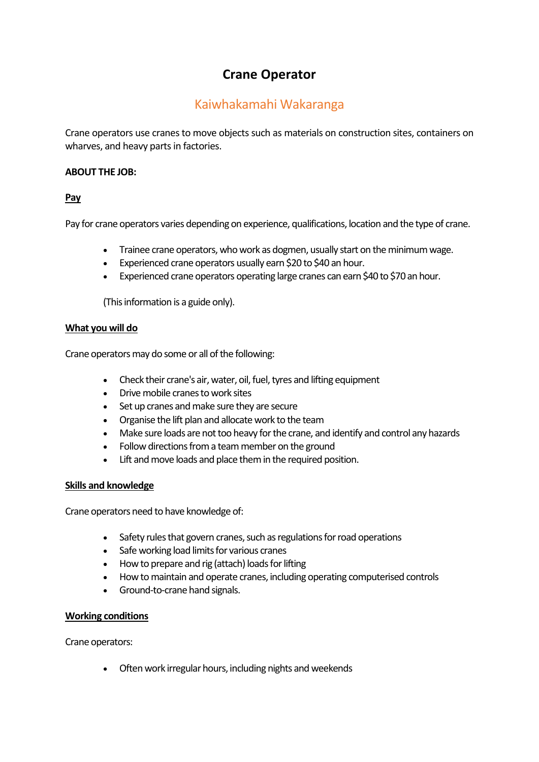# Crane Operator

## Kaiwhakamahi Wakaranga

Crane operators use cranes to move objects such as materials on construction sites, containers on wharves, and heavy parts in factories.

**ABOUT THE JOB:**

**Pay**

Pay for crane operators varies depending on experience, qualifications, location and the type of crane.

- Trainee crane operators, who work as dogmen, usually start on the minimum wage.
- Experienced crane operators usually earn $20 to $40 an hour.
- Experienced crane operators operating large cranes can earn $40 to $70 an hour.

(This information is a guide only).

**What you will do**

Crane operators may do some or all of the following:

- Check their crane's air, water, oil, fuel, tyres and lifting equipment
- Drive mobile cranes to work sites
- Set up cranes and make sure they are secure
- Organise the lift plan and allocate work to the team
- Make sure loads are not too heavy for the crane, and identify and control any hazards
- Follow directions from a team member on the ground
- Lift and move loads and place them in the required position.

**Skills and knowledge**

Crane operators need to have knowledge of:

- Safety rules that govern cranes, such as regulations for road operations
- Safe working load limits for various cranes
- How to prepare and rig (attach) loads for lifting
- How to maintain and operate cranes, including operating computerised controls
- Ground-to-crane hand signals.

**Working conditions**

Crane operators:

- Often work irregular hours, including nights and weekends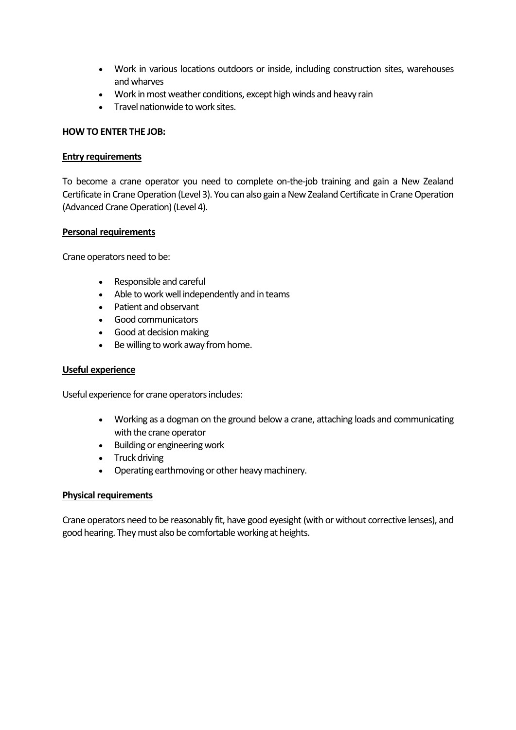- Work in various locations outdoors or inside, including construction sites, warehouses and wharves
- Work in most weather conditions, except high winds and heavy rain
- Travel nationwide to work sites.

**HOW TO ENTER THE JOB:**

**Entry requirements**

To become a crane operator you need to complete on-the-job training and gain a New Zealand Certificate in Crane Operation (Level 3). You can also gain a New Zealand Certificate in Crane Operation (Advanced Crane Operation) (Level 4).

**Personal requirements**

Crane operators need to be:

- Responsible and careful
- Able to work well independently and in teams
- Patient and observant
- Good communicators
- Good at decision making
- Be willing to work away from home.

**Useful experience**

Useful experience for crane operators includes:

- Working as a dogman on the ground below a crane, attaching loads and communicating with the crane operator
- Building or engineering work
- Truck driving
- Operating earthmoving or other heavy machinery.

**Physical requirements**

Crane operators need to be reasonably fit, have good eyesight (with or without corrective lenses), and good hearing. They must also be comfortable working at heights.